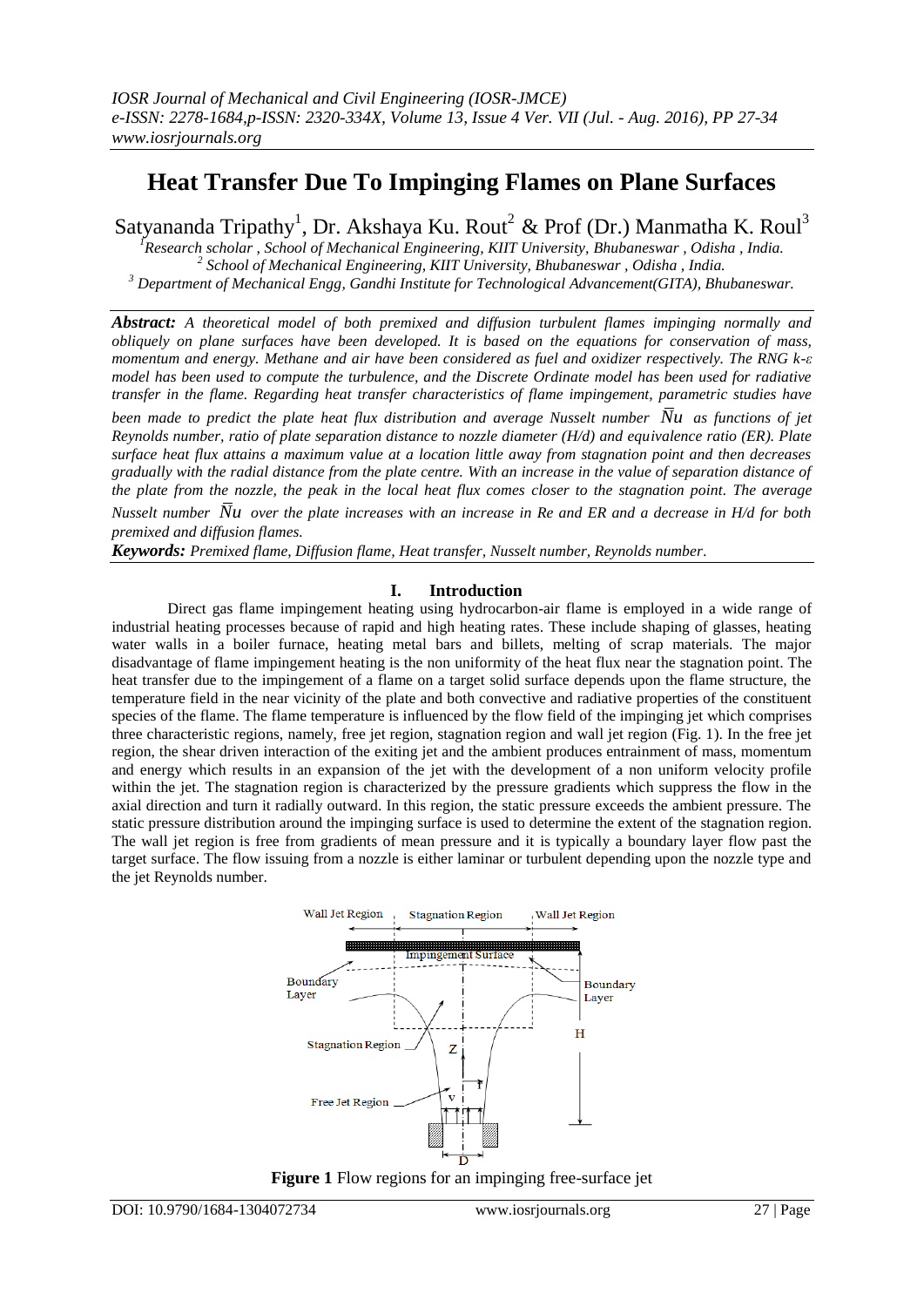# Heat Transfer Due To Impinging Flames on Plane Surfaces

Satyananda Tripathy[1], Dr. Akshaya Ku. Rout[2] & Prof (Dr.) Manmatha K. Roul[3]

[1]Research scholar , School of Mechanical Engineering, KIIT University, Bhubaneswar , Odisha , India.
[2] School of Mechanical Engineering, KIIT University, Bhubaneswar , Odisha , India.
[3] Department of Mechanical Engg, Gandhi Institute for Technological Advancement(GITA), Bhubaneswar.

***Abstract:*** *A theoretical model of both premixed and diffusion turbulent flames impinging normally and obliquely on plane surfaces have been developed. It is based on the equations for conservation of mass, momentum and energy. Methane and air have been considered as fuel and oxidizer respectively. The RNG k-ε model has been used to compute the turbulence, and the Discrete Ordinate model has been used for radiative transfer in the flame. Regarding heat transfer characteristics of flame impingement, parametric studies have been made to predict the plate heat flux distribution and average Nusselt number $\overline{Nu}$ as functions of jet Reynolds number, ratio of plate separation distance to nozzle diameter (H/d) and equivalence ratio (ER). Plate surface heat flux attains a maximum value at a location little away from stagnation point and then decreases gradually with the radial distance from the plate centre. With an increase in the value of separation distance of the plate from the nozzle, the peak in the local heat flux comes closer to the stagnation point. The average Nusselt number $\overline{Nu}$ over the plate increases with an increase in Re and ER and a decrease in H/d for both premixed and diffusion flames.*

***Keywords:*** *Premixed flame, Diffusion flame, Heat transfer, Nusselt number, Reynolds number*.

## I. Introduction

Direct gas flame impingement heating using hydrocarbon-air flame is employed in a wide range of industrial heating processes because of rapid and high heating rates. These include shaping of glasses, heating water walls in a boiler furnace, heating metal bars and billets, melting of scrap materials. The major disadvantage of flame impingement heating is the non uniformity of the heat flux near the stagnation point. The heat transfer due to the impingement of a flame on a target solid surface depends upon the flame structure, the temperature field in the near vicinity of the plate and both convective and radiative properties of the constituent species of the flame. The flame temperature is influenced by the flow field of the impinging jet which comprises three characteristic regions, namely, free jet region, stagnation region and wall jet region (Fig. 1). In the free jet region, the shear driven interaction of the exiting jet and the ambient produces entrainment of mass, momentum and energy which results in an expansion of the jet with the development of a non uniform velocity profile within the jet. The stagnation region is characterized by the pressure gradients which suppress the flow in the axial direction and turn it radially outward. In this region, the static pressure exceeds the ambient pressure. The static pressure distribution around the impinging surface is used to determine the extent of the stagnation region. The wall jet region is free from gradients of mean pressure and it is typically a boundary layer flow past the target surface. The flow issuing from a nozzle is either laminar or turbulent depending upon the nozzle type and the jet Reynolds number.

**Figure 1** Flow regions for an impinging free-surface jet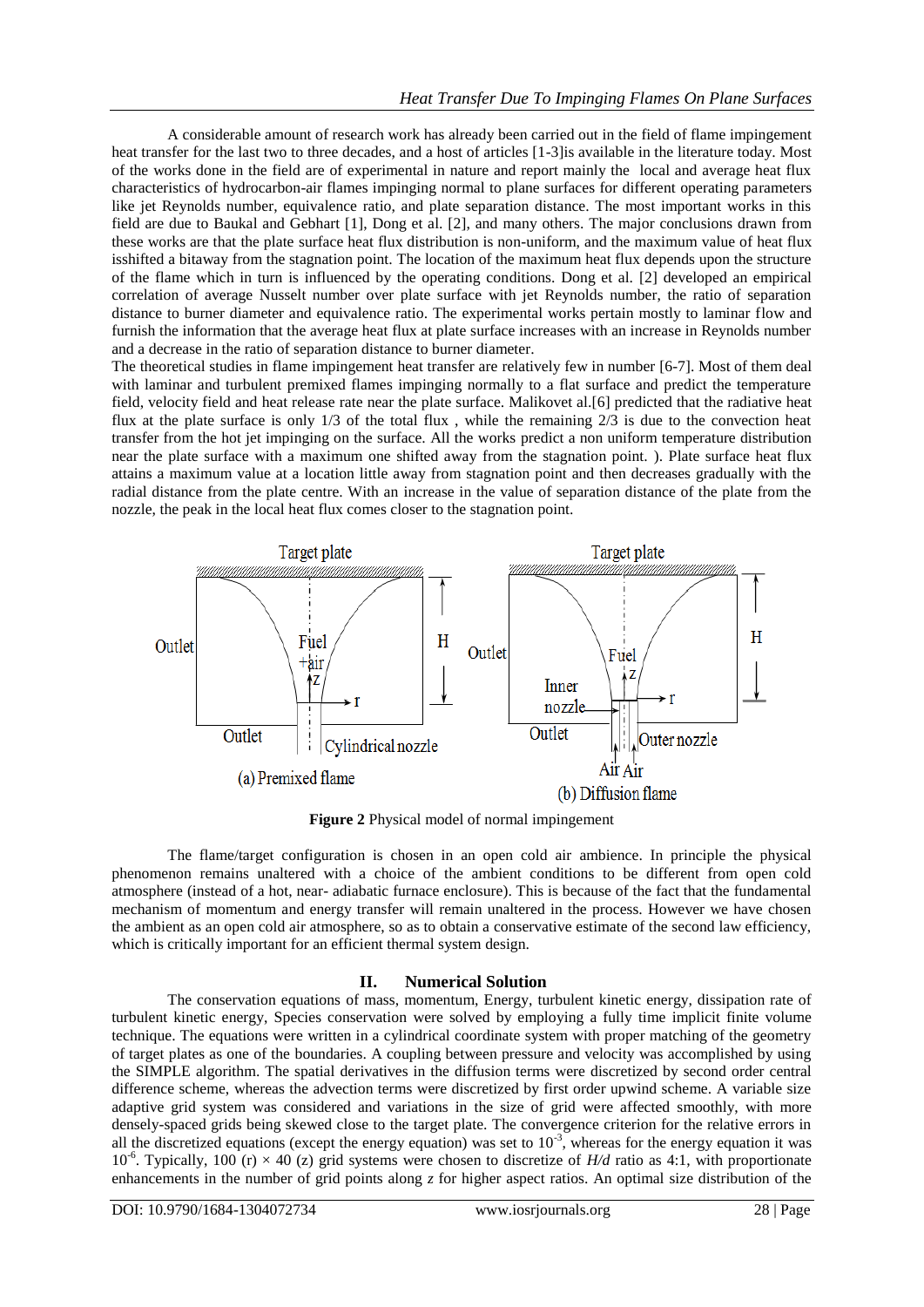A considerable amount of research work has already been carried out in the field of flame impingement heat transfer for the last two to three decades, and a host of articles [1-3]is available in the literature today. Most of the works done in the field are of experimental in nature and report mainly the local and average heat flux characteristics of hydrocarbon-air flames impinging normal to plane surfaces for different operating parameters like jet Reynolds number, equivalence ratio, and plate separation distance. The most important works in this field are due to Baukal and Gebhart [1], Dong et al. [2], and many others. The major conclusions drawn from these works are that the plate surface heat flux distribution is non-uniform, and the maximum value of heat flux isshifted a bitaway from the stagnation point. The location of the maximum heat flux depends upon the structure of the flame which in turn is influenced by the operating conditions. Dong et al. [2] developed an empirical correlation of average Nusselt number over plate surface with jet Reynolds number, the ratio of separation distance to burner diameter and equivalence ratio. The experimental works pertain mostly to laminar flow and furnish the information that the average heat flux at plate surface increases with an increase in Reynolds number and a decrease in the ratio of separation distance to burner diameter.

The theoretical studies in flame impingement heat transfer are relatively few in number [6-7]. Most of them deal with laminar and turbulent premixed flames impinging normally to a flat surface and predict the temperature field, velocity field and heat release rate near the plate surface. Malikovet al.[6] predicted that the radiative heat flux at the plate surface is only 1/3 of the total flux , while the remaining 2/3 is due to the convection heat transfer from the hot jet impinging on the surface. All the works predict a non uniform temperature distribution near the plate surface with a maximum one shifted away from the stagnation point. ). Plate surface heat flux attains a maximum value at a location little away from stagnation point and then decreases gradually with the radial distance from the plate centre. With an increase in the value of separation distance of the plate from the nozzle, the peak in the local heat flux comes closer to the stagnation point.

**Figure 2** Physical model of normal impingement

The flame/target configuration is chosen in an open cold air ambience. In principle the physical phenomenon remains unaltered with a choice of the ambient conditions to be different from open cold atmosphere (instead of a hot, near- adiabatic furnace enclosure). This is because of the fact that the fundamental mechanism of momentum and energy transfer will remain unaltered in the process. However we have chosen the ambient as an open cold air atmosphere, so as to obtain a conservative estimate of the second law efficiency, which is critically important for an efficient thermal system design.

## II. Numerical Solution

The conservation equations of mass, momentum, Energy, turbulent kinetic energy, dissipation rate of turbulent kinetic energy, Species conservation were solved by employing a fully time implicit finite volume technique. The equations were written in a cylindrical coordinate system with proper matching of the geometry of target plates as one of the boundaries. A coupling between pressure and velocity was accomplished by using the SIMPLE algorithm. The spatial derivatives in the diffusion terms were discretized by second order central difference scheme, whereas the advection terms were discretized by first order upwind scheme. A variable size adaptive grid system was considered and variations in the size of grid were affected smoothly, with more densely-spaced grids being skewed close to the target plate. The convergence criterion for the relative errors in all the discretized equations (except the energy equation) was set to $10^{-3}$, whereas for the energy equation it was $10^{-6}$. Typically, 100 (r) × 40 (z) grid systems were chosen to discretize of $H/d$ ratio as 4:1, with proportionate enhancements in the number of grid points along $z$ for higher aspect ratios. An optimal size distribution of the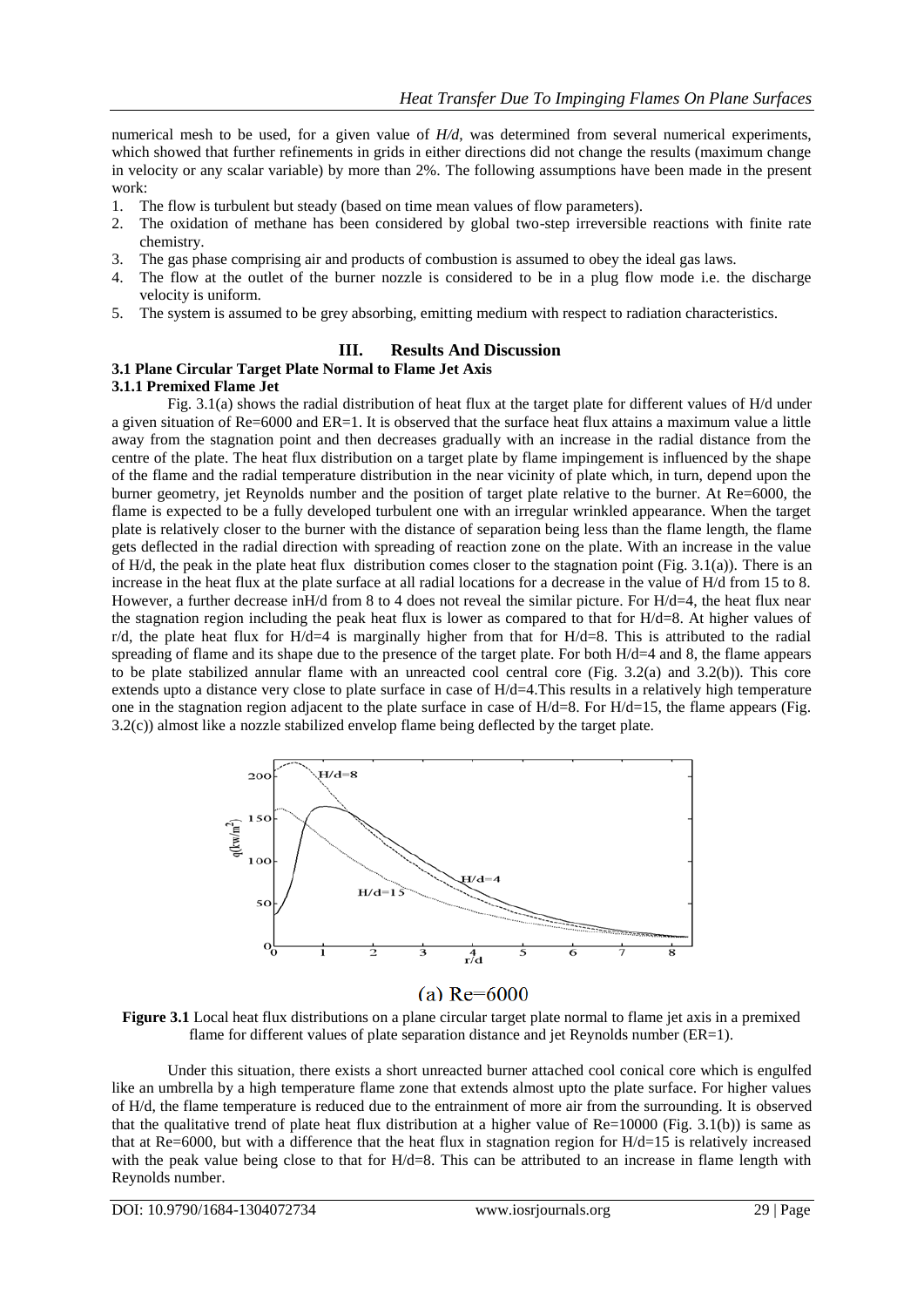numerical mesh to be used, for a given value of *H/d*, was determined from several numerical experiments, which showed that further refinements in grids in either directions did not change the results (maximum change in velocity or any scalar variable) by more than 2%. The following assumptions have been made in the present work:

1. The flow is turbulent but steady (based on time mean values of flow parameters).
2. The oxidation of methane has been considered by global two-step irreversible reactions with finite rate chemistry.
3. The gas phase comprising air and products of combustion is assumed to obey the ideal gas laws.
4. The flow at the outlet of the burner nozzle is considered to be in a plug flow mode i.e. the discharge velocity is uniform.
5. The system is assumed to be grey absorbing, emitting medium with respect to radiation characteristics.

## III. Results And Discussion

### 3.1 Plane Circular Target Plate Normal to Flame Jet Axis

#### 3.1.1 Premixed Flame Jet

Fig. 3.1(a) shows the radial distribution of heat flux at the target plate for different values of H/d under a given situation of Re=6000 and ER=1. It is observed that the surface heat flux attains a maximum value a little away from the stagnation point and then decreases gradually with an increase in the radial distance from the centre of the plate. The heat flux distribution on a target plate by flame impingement is influenced by the shape of the flame and the radial temperature distribution in the near vicinity of plate which, in turn, depend upon the burner geometry, jet Reynolds number and the position of target plate relative to the burner. At Re=6000, the flame is expected to be a fully developed turbulent one with an irregular wrinkled appearance. When the target plate is relatively closer to the burner with the distance of separation being less than the flame length, the flame gets deflected in the radial direction with spreading of reaction zone on the plate. With an increase in the value of H/d, the peak in the plate heat flux distribution comes closer to the stagnation point (Fig. 3.1(a)). There is an increase in the heat flux at the plate surface at all radial locations for a decrease in the value of H/d from 15 to 8. However, a further decrease inH/d from 8 to 4 does not reveal the similar picture. For H/d=4, the heat flux near the stagnation region including the peak heat flux is lower as compared to that for H/d=8. At higher values of r/d, the plate heat flux for H/d=4 is marginally higher from that for H/d=8. This is attributed to the radial spreading of flame and its shape due to the presence of the target plate. For both H/d=4 and 8, the flame appears to be plate stabilized annular flame with an unreacted cool central core (Fig. 3.2(a) and 3.2(b)). This core extends upto a distance very close to plate surface in case of H/d=4.This results in a relatively high temperature one in the stagnation region adjacent to the plate surface in case of H/d=8. For H/d=15, the flame appears (Fig. 3.2(c)) almost like a nozzle stabilized envelop flame being deflected by the target plate.

(a) Re=6000

**Figure 3.1** Local heat flux distributions on a plane circular target plate normal to flame jet axis in a premixed flame for different values of plate separation distance and jet Reynolds number (ER=1).

Under this situation, there exists a short unreacted burner attached cool conical core which is engulfed like an umbrella by a high temperature flame zone that extends almost upto the plate surface. For higher values of H/d, the flame temperature is reduced due to the entrainment of more air from the surrounding. It is observed that the qualitative trend of plate heat flux distribution at a higher value of Re=10000 (Fig. 3.1(b)) is same as that at Re=6000, but with a difference that the heat flux in stagnation region for H/d=15 is relatively increased with the peak value being close to that for H/d=8. This can be attributed to an increase in flame length with Reynolds number.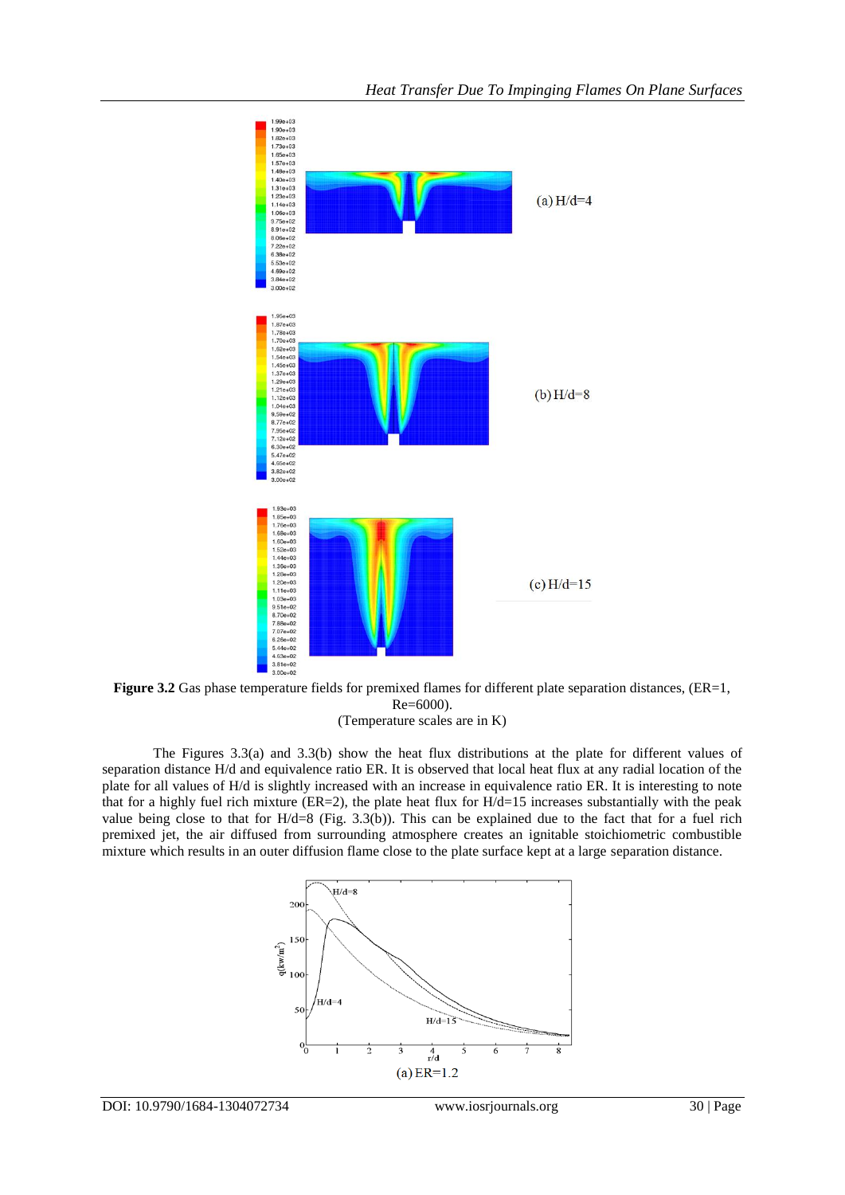**Figure 3.2** Gas phase temperature fields for premixed flames for different plate separation distances, (ER=1, Re=6000).
(Temperature scales are in K)

The Figures 3.3(a) and 3.3(b) show the heat flux distributions at the plate for different values of separation distance H/d and equivalence ratio ER. It is observed that local heat flux at any radial location of the plate for all values of H/d is slightly increased with an increase in equivalence ratio ER. It is interesting to note that for a highly fuel rich mixture (ER=2), the plate heat flux for H/d=15 increases substantially with the peak value being close to that for H/d=8 (Fig. 3.3(b)). This can be explained due to the fact that for a fuel rich premixed jet, the air diffused from surrounding atmosphere creates an ignitable stoichiometric combustible mixture which results in an outer diffusion flame close to the plate surface kept at a large separation distance.

(a) ER=1.2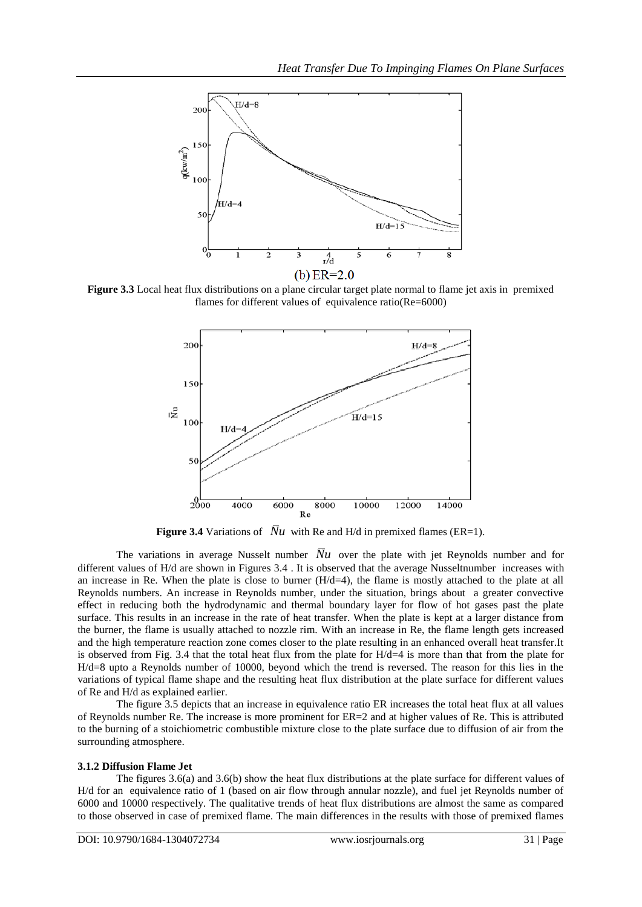(b) ER=2.0

**Figure 3.3** Local heat flux distributions on a plane circular target plate normal to flame jet axis in premixed flames for different values of equivalence ratio(Re=6000)

**Figure 3.4** Variations of $\bar{N}u$ with Re and H/d in premixed flames (ER=1).

The variations in average Nusselt number $\bar{N}u$ over the plate with jet Reynolds number and for different values of H/d are shown in Figures 3.4 . It is observed that the average Nusseltnumber increases with an increase in Re. When the plate is close to burner (H/d=4), the flame is mostly attached to the plate at all Reynolds numbers. An increase in Reynolds number, under the situation, brings about a greater convective effect in reducing both the hydrodynamic and thermal boundary layer for flow of hot gases past the plate surface. This results in an increase in the rate of heat transfer. When the plate is kept at a larger distance from the burner, the flame is usually attached to nozzle rim. With an increase in Re, the flame length gets increased and the high temperature reaction zone comes closer to the plate resulting in an enhanced overall heat transfer.It is observed from Fig. 3.4 that the total heat flux from the plate for H/d=4 is more than that from the plate for H/d=8 upto a Reynolds number of 10000, beyond which the trend is reversed. The reason for this lies in the variations of typical flame shape and the resulting heat flux distribution at the plate surface for different values of Re and H/d as explained earlier.

The figure 3.5 depicts that an increase in equivalence ratio ER increases the total heat flux at all values of Reynolds number Re. The increase is more prominent for ER=2 and at higher values of Re. This is attributed to the burning of a stoichiometric combustible mixture close to the plate surface due to diffusion of air from the surrounding atmosphere.

### 3.1.2 Diffusion Flame Jet

The figures 3.6(a) and 3.6(b) show the heat flux distributions at the plate surface for different values of H/d for an equivalence ratio of 1 (based on air flow through annular nozzle), and fuel jet Reynolds number of 6000 and 10000 respectively. The qualitative trends of heat flux distributions are almost the same as compared to those observed in case of premixed flame. The main differences in the results with those of premixed flames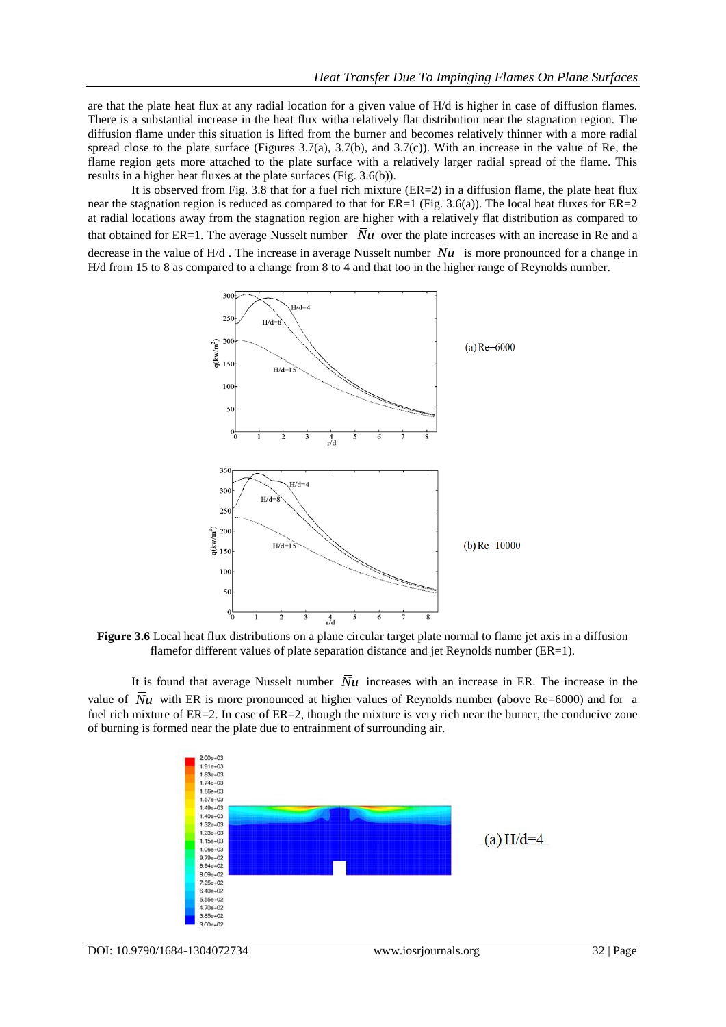are that the plate heat flux at any radial location for a given value of H/d is higher in case of diffusion flames. There is a substantial increase in the heat flux witha relatively flat distribution near the stagnation region. The diffusion flame under this situation is lifted from the burner and becomes relatively thinner with a more radial spread close to the plate surface (Figures 3.7(a), 3.7(b), and 3.7(c)). With an increase in the value of Re, the flame region gets more attached to the plate surface with a relatively larger radial spread of the flame. This results in a higher heat fluxes at the plate surfaces (Fig. 3.6(b)).

It is observed from Fig. 3.8 that for a fuel rich mixture (ER=2) in a diffusion flame, the plate heat flux near the stagnation region is reduced as compared to that for ER=1 (Fig. 3.6(a)). The local heat fluxes for ER=2 at radial locations away from the stagnation region are higher with a relatively flat distribution as compared to that obtained for ER=1. The average Nusselt number $\overline{Nu}$ over the plate increases with an increase in Re and a decrease in the value of H/d . The increase in average Nusselt number $\overline{Nu}$ is more pronounced for a change in H/d from 15 to 8 as compared to a change from 8 to 4 and that too in the higher range of Reynolds number.

(a) Re=6000

(b) Re=10000

**Figure 3.6** Local heat flux distributions on a plane circular target plate normal to flame jet axis in a diffusion flamefor different values of plate separation distance and jet Reynolds number (ER=1).

It is found that average Nusselt number $\overline{Nu}$ increases with an increase in ER. The increase in the value of $\overline{Nu}$ with ER is more pronounced at higher values of Reynolds number (above Re=6000) and for a fuel rich mixture of ER=2. In case of ER=2, though the mixture is very rich near the burner, the conducive zone of burning is formed near the plate due to entrainment of surrounding air.

(a) H/d=4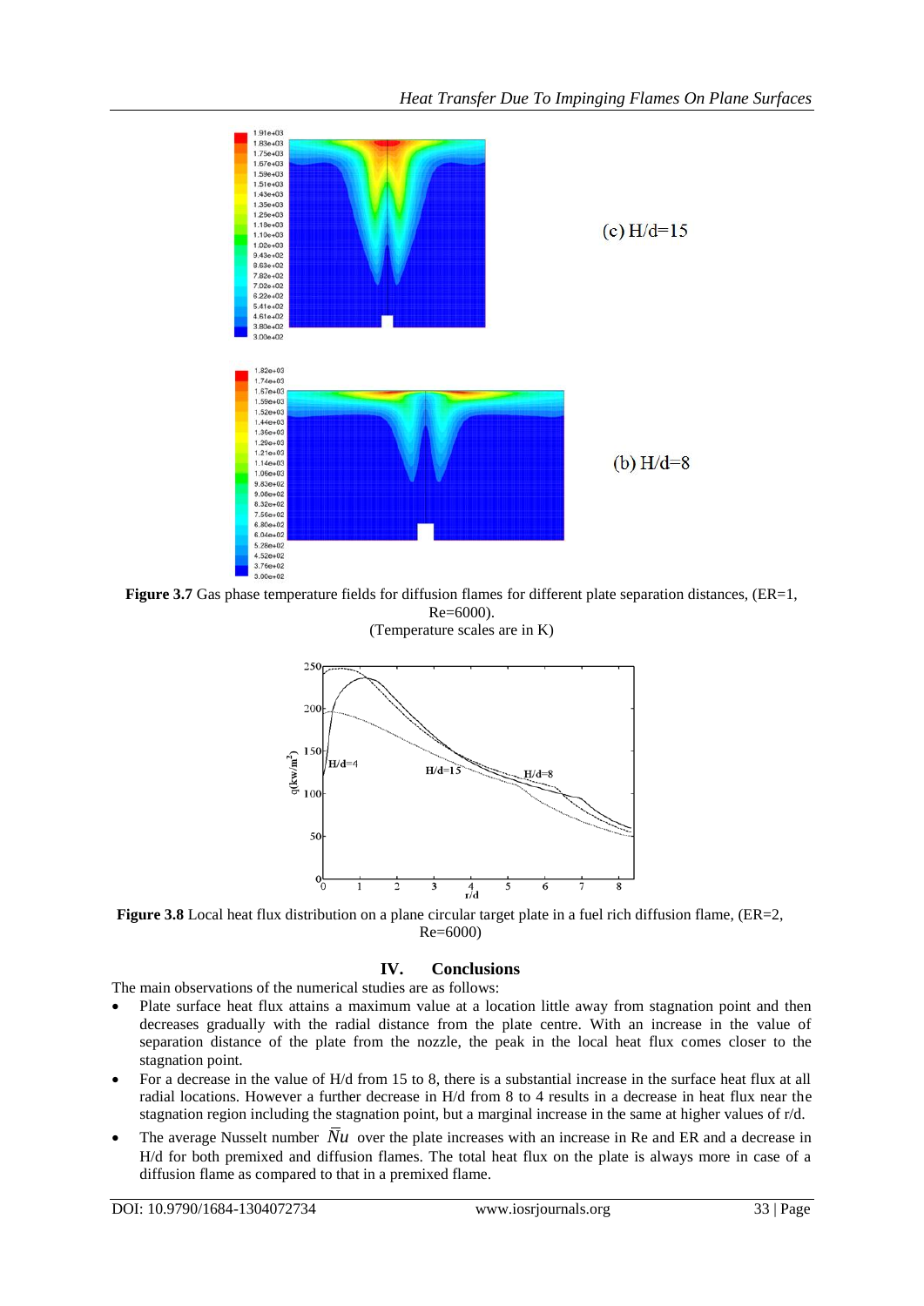Figure 3.7 Gas phase temperature fields for diffusion flames for different plate separation distances, (ER=1, Re=6000).
(Temperature scales are in K)

**Figure 3.8** Local heat flux distribution on a plane circular target plate in a fuel rich diffusion flame, (ER=2, Re=6000)

## IV. Conclusions

The main observations of the numerical studies are as follows:

- Plate surface heat flux attains a maximum value at a location little away from stagnation point and then decreases gradually with the radial distance from the plate centre. With an increase in the value of separation distance of the plate from the nozzle, the peak in the local heat flux comes closer to the stagnation point.
- For a decrease in the value of H/d from 15 to 8, there is a substantial increase in the surface heat flux at all radial locations. However a further decrease in H/d from 8 to 4 results in a decrease in heat flux near the stagnation region including the stagnation point, but a marginal increase in the same at higher values of r/d.
- The average Nusselt number $\overline{Nu}$ over the plate increases with an increase in Re and ER and a decrease in H/d for both premixed and diffusion flames. The total heat flux on the plate is always more in case of a diffusion flame as compared to that in a premixed flame.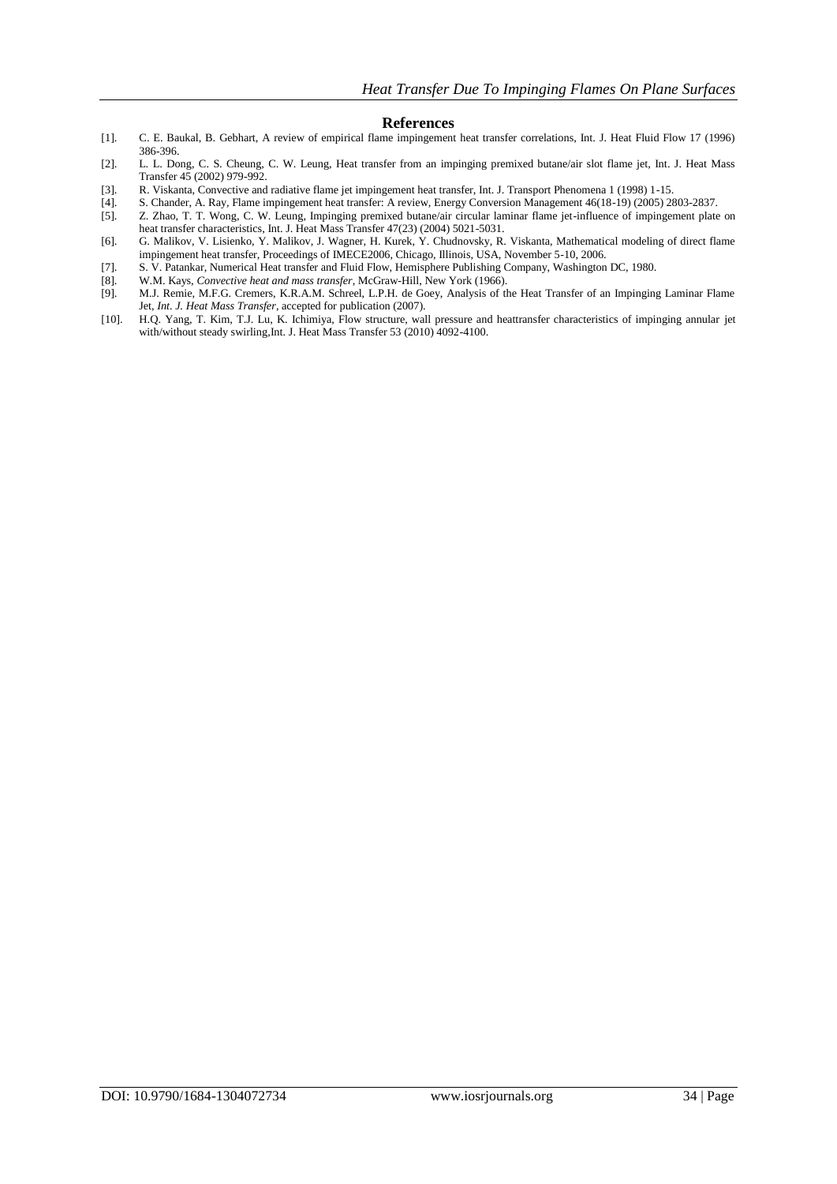## References

[1]. C. E. Baukal, B. Gebhart, A review of empirical flame impingement heat transfer correlations, Int. J. Heat Fluid Flow 17 (1996) 386-396.

[2]. L. L. Dong, C. S. Cheung, C. W. Leung, Heat transfer from an impinging premixed butane/air slot flame jet, Int. J. Heat Mass Transfer 45 (2002) 979-992.

[3]. R. Viskanta, Convective and radiative flame jet impingement heat transfer, Int. J. Transport Phenomena 1 (1998) 1-15.

[4]. S. Chander, A. Ray, Flame impingement heat transfer: A review, Energy Conversion Management 46(18-19) (2005) 2803-2837.

[5]. Z. Zhao, T. T. Wong, C. W. Leung, Impinging premixed butane/air circular laminar flame jet-influence of impingement plate on heat transfer characteristics, Int. J. Heat Mass Transfer 47(23) (2004) 5021-5031.

[6]. G. Malikov, V. Lisienko, Y. Malikov, J. Wagner, H. Kurek, Y. Chudnovsky, R. Viskanta, Mathematical modeling of direct flame impingement heat transfer, Proceedings of IMECE2006, Chicago, Illinois, USA, November 5-10, 2006.

[7]. S. V. Patankar, Numerical Heat transfer and Fluid Flow, Hemisphere Publishing Company, Washington DC, 1980.

[8]. W.M. Kays, *Convective heat and mass transfer*, McGraw-Hill, New York (1966).

[9]. M.J. Remie, M.F.G. Cremers, K.R.A.M. Schreel, L.P.H. de Goey, Analysis of the Heat Transfer of an Impinging Laminar Flame Jet, *Int. J. Heat Mass Transfer*, accepted for publication (2007).

[10]. H.Q. Yang, T. Kim, T.J. Lu, K. Ichimiya, Flow structure, wall pressure and heattransfer characteristics of impinging annular jet with/without steady swirling,Int. J. Heat Mass Transfer 53 (2010) 4092-4100.